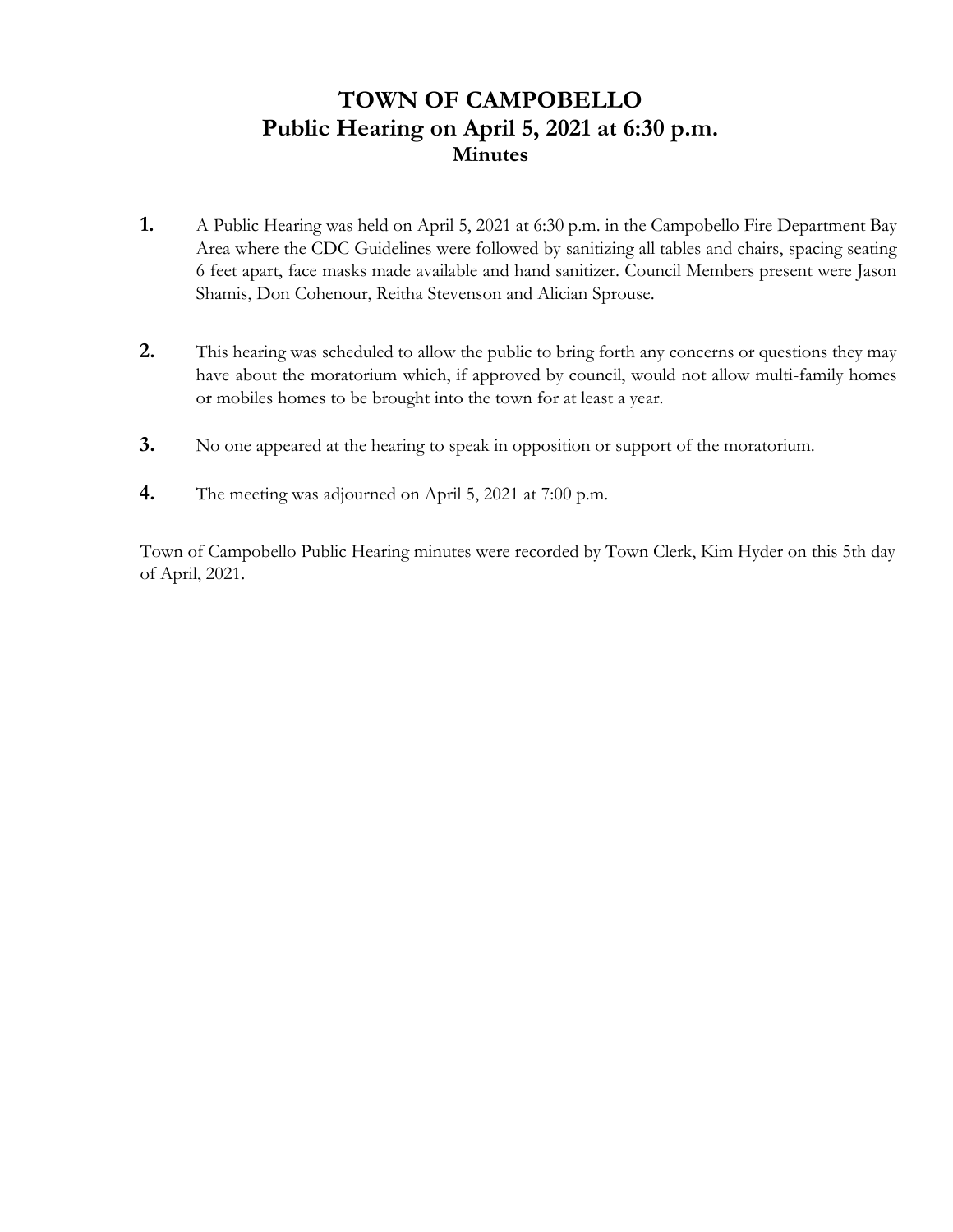# TOWN OF CAMPOBELLO
## Public Hearing on April 5, 2021 at 6:30 p.m.
### Minutes

1. A Public Hearing was held on April 5, 2021 at 6:30 p.m. in the Campobello Fire Department Bay Area where the CDC Guidelines were followed by sanitizing all tables and chairs, spacing seating 6 feet apart, face masks made available and hand sanitizer. Council Members present were Jason Shamis, Don Cohenour, Reitha Stevenson and Alician Sprouse.

2. This hearing was scheduled to allow the public to bring forth any concerns or questions they may have about the moratorium which, if approved by council, would not allow multi-family homes or mobiles homes to be brought into the town for at least a year.

3. No one appeared at the hearing to speak in opposition or support of the moratorium.

4. The meeting was adjourned on April 5, 2021 at 7:00 p.m.

Town of Campobello Public Hearing minutes were recorded by Town Clerk, Kim Hyder on this 5th day of April, 2021.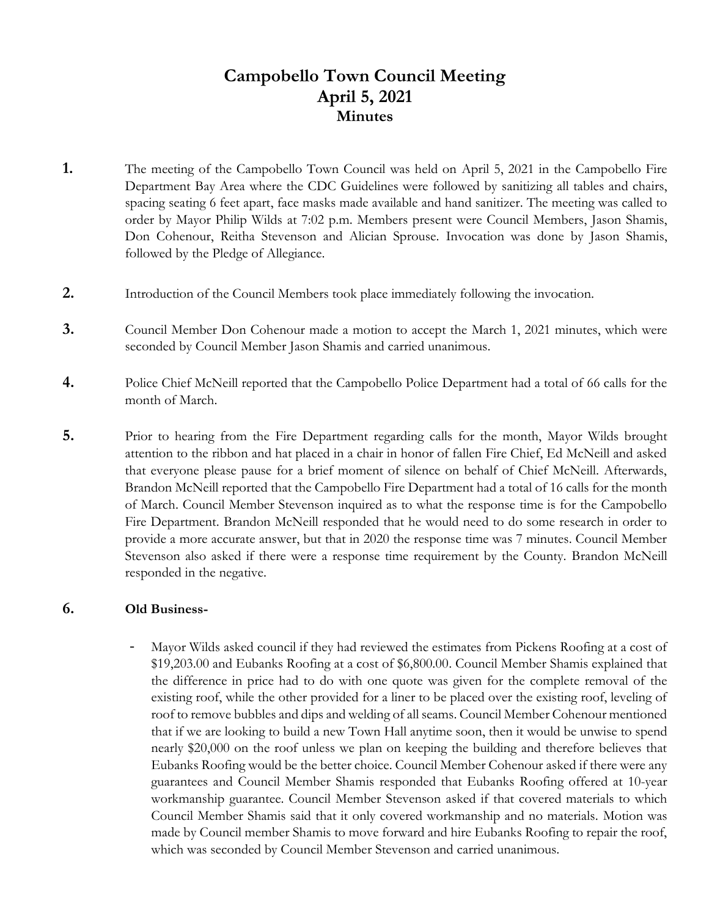# Campobello Town Council Meeting
# April 5, 2021
## Minutes

**1.** The meeting of the Campobello Town Council was held on April 5, 2021 in the Campobello Fire Department Bay Area where the CDC Guidelines were followed by sanitizing all tables and chairs, spacing seating 6 feet apart, face masks made available and hand sanitizer. The meeting was called to order by Mayor Philip Wilds at 7:02 p.m. Members present were Council Members, Jason Shamis, Don Cohenour, Reitha Stevenson and Alician Sprouse. Invocation was done by Jason Shamis, followed by the Pledge of Allegiance.

**2.** Introduction of the Council Members took place immediately following the invocation.

**3.** Council Member Don Cohenour made a motion to accept the March 1, 2021 minutes, which were seconded by Council Member Jason Shamis and carried unanimous.

**4.** Police Chief McNeill reported that the Campobello Police Department had a total of 66 calls for the month of March.

**5.** Prior to hearing from the Fire Department regarding calls for the month, Mayor Wilds brought attention to the ribbon and hat placed in a chair in honor of fallen Fire Chief, Ed McNeill and asked that everyone please pause for a brief moment of silence on behalf of Chief McNeill. Afterwards, Brandon McNeill reported that the Campobello Fire Department had a total of 16 calls for the month of March. Council Member Stevenson inquired as to what the response time is for the Campobello Fire Department. Brandon McNeill responded that he would need to do some research in order to provide a more accurate answer, but that in 2020 the response time was 7 minutes. Council Member Stevenson also asked if there were a response time requirement by the County. Brandon McNeill responded in the negative.

**6.** **Old Business-**

- Mayor Wilds asked council if they had reviewed the estimates from Pickens Roofing at a cost of $19,203.00 and Eubanks Roofing at a cost of $6,800.00. Council Member Shamis explained that the difference in price had to do with one quote was given for the complete removal of the existing roof, while the other provided for a liner to be placed over the existing roof, leveling of roof to remove bubbles and dips and welding of all seams. Council Member Cohenour mentioned that if we are looking to build a new Town Hall anytime soon, then it would be unwise to spend nearly $20,000 on the roof unless we plan on keeping the building and therefore believes that Eubanks Roofing would be the better choice. Council Member Cohenour asked if there were any guarantees and Council Member Shamis responded that Eubanks Roofing offered at 10-year workmanship guarantee. Council Member Stevenson asked if that covered materials to which Council Member Shamis said that it only covered workmanship and no materials. Motion was made by Council member Shamis to move forward and hire Eubanks Roofing to repair the roof, which was seconded by Council Member Stevenson and carried unanimous.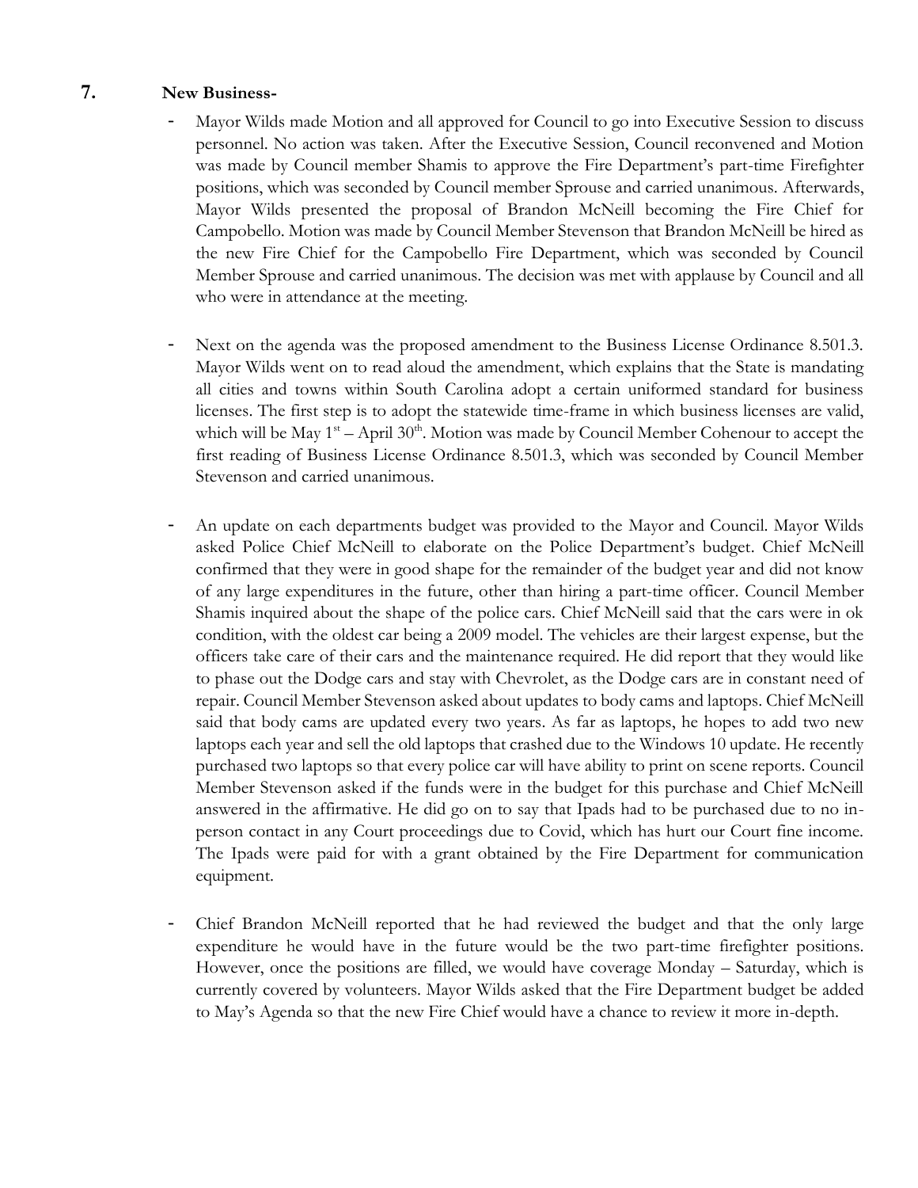## 7. New Business-

- Mayor Wilds made Motion and all approved for Council to go into Executive Session to discuss personnel. No action was taken. After the Executive Session, Council reconvened and Motion was made by Council member Shamis to approve the Fire Department's part-time Firefighter positions, which was seconded by Council member Sprouse and carried unanimous. Afterwards, Mayor Wilds presented the proposal of Brandon McNeill becoming the Fire Chief for Campobello. Motion was made by Council Member Stevenson that Brandon McNeill be hired as the new Fire Chief for the Campobello Fire Department, which was seconded by Council Member Sprouse and carried unanimous. The decision was met with applause by Council and all who were in attendance at the meeting.

- Next on the agenda was the proposed amendment to the Business License Ordinance 8.501.3. Mayor Wilds went on to read aloud the amendment, which explains that the State is mandating all cities and towns within South Carolina adopt a certain uniformed standard for business licenses. The first step is to adopt the statewide time-frame in which business licenses are valid, which will be May 1st – April 30th. Motion was made by Council Member Cohenour to accept the first reading of Business License Ordinance 8.501.3, which was seconded by Council Member Stevenson and carried unanimous.

- An update on each departments budget was provided to the Mayor and Council. Mayor Wilds asked Police Chief McNeill to elaborate on the Police Department's budget. Chief McNeill confirmed that they were in good shape for the remainder of the budget year and did not know of any large expenditures in the future, other than hiring a part-time officer. Council Member Shamis inquired about the shape of the police cars. Chief McNeill said that the cars were in ok condition, with the oldest car being a 2009 model. The vehicles are their largest expense, but the officers take care of their cars and the maintenance required. He did report that they would like to phase out the Dodge cars and stay with Chevrolet, as the Dodge cars are in constant need of repair. Council Member Stevenson asked about updates to body cams and laptops. Chief McNeill said that body cams are updated every two years. As far as laptops, he hopes to add two new laptops each year and sell the old laptops that crashed due to the Windows 10 update. He recently purchased two laptops so that every police car will have ability to print on scene reports. Council Member Stevenson asked if the funds were in the budget for this purchase and Chief McNeill answered in the affirmative. He did go on to say that Ipads had to be purchased due to no in-person contact in any Court proceedings due to Covid, which has hurt our Court fine income. The Ipads were paid for with a grant obtained by the Fire Department for communication equipment.

- Chief Brandon McNeill reported that he had reviewed the budget and that the only large expenditure he would have in the future would be the two part-time firefighter positions. However, once the positions are filled, we would have coverage Monday – Saturday, which is currently covered by volunteers. Mayor Wilds asked that the Fire Department budget be added to May's Agenda so that the new Fire Chief would have a chance to review it more in-depth.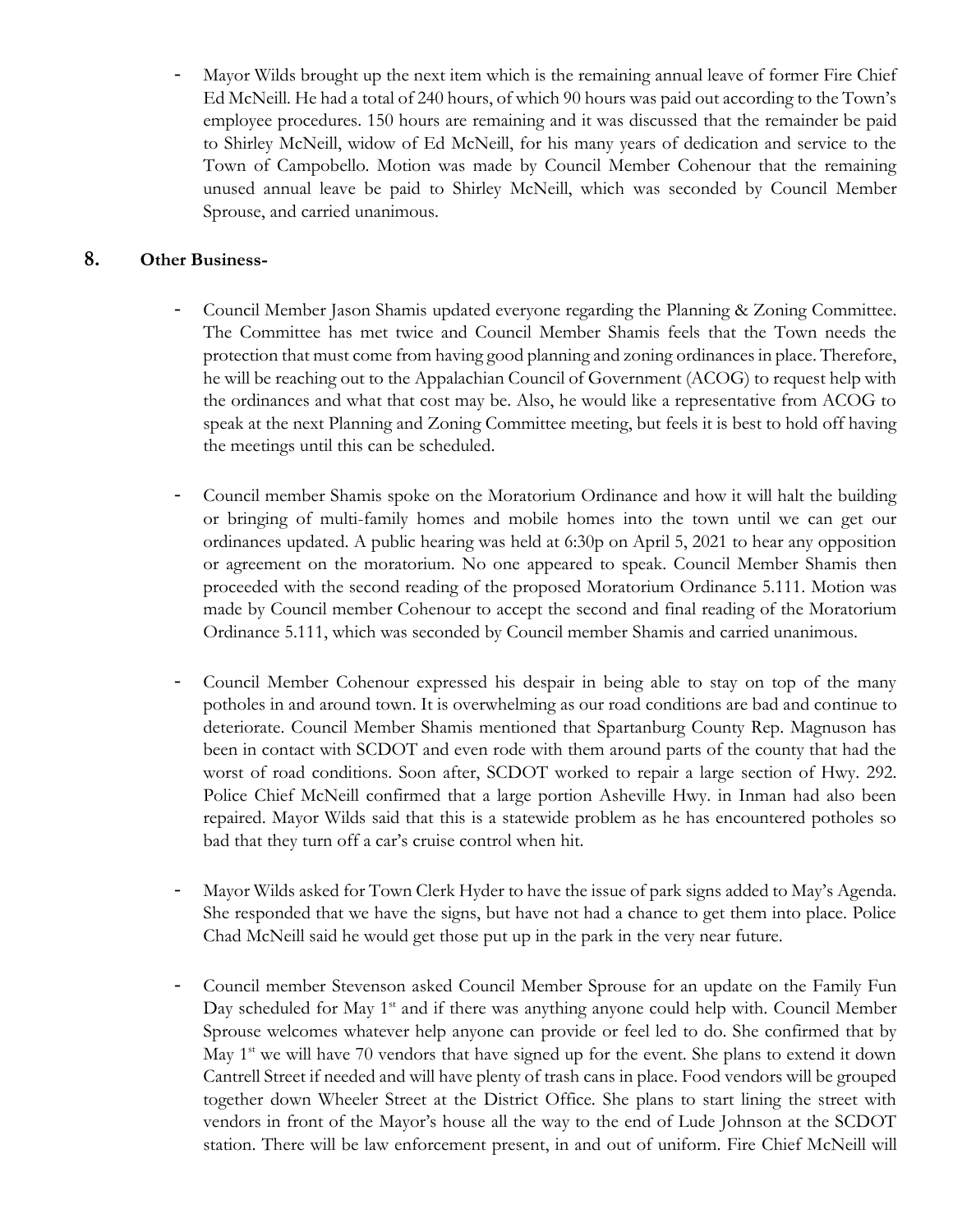- Mayor Wilds brought up the next item which is the remaining annual leave of former Fire Chief Ed McNeill. He had a total of 240 hours, of which 90 hours was paid out according to the Town's employee procedures. 150 hours are remaining and it was discussed that the remainder be paid to Shirley McNeill, widow of Ed McNeill, for his many years of dedication and service to the Town of Campobello. Motion was made by Council Member Cohenour that the remaining unused annual leave be paid to Shirley McNeill, which was seconded by Council Member Sprouse, and carried unanimous.

## 8. Other Business-

- Council Member Jason Shamis updated everyone regarding the Planning & Zoning Committee. The Committee has met twice and Council Member Shamis feels that the Town needs the protection that must come from having good planning and zoning ordinances in place. Therefore, he will be reaching out to the Appalachian Council of Government (ACOG) to request help with the ordinances and what that cost may be. Also, he would like a representative from ACOG to speak at the next Planning and Zoning Committee meeting, but feels it is best to hold off having the meetings until this can be scheduled.

- Council member Shamis spoke on the Moratorium Ordinance and how it will halt the building or bringing of multi-family homes and mobile homes into the town until we can get our ordinances updated. A public hearing was held at 6:30p on April 5, 2021 to hear any opposition or agreement on the moratorium. No one appeared to speak. Council Member Shamis then proceeded with the second reading of the proposed Moratorium Ordinance 5.111. Motion was made by Council member Cohenour to accept the second and final reading of the Moratorium Ordinance 5.111, which was seconded by Council member Shamis and carried unanimous.

- Council Member Cohenour expressed his despair in being able to stay on top of the many potholes in and around town. It is overwhelming as our road conditions are bad and continue to deteriorate. Council Member Shamis mentioned that Spartanburg County Rep. Magnuson has been in contact with SCDOT and even rode with them around parts of the county that had the worst of road conditions. Soon after, SCDOT worked to repair a large section of Hwy. 292. Police Chief McNeill confirmed that a large portion Asheville Hwy. in Inman had also been repaired. Mayor Wilds said that this is a statewide problem as he has encountered potholes so bad that they turn off a car's cruise control when hit.

- Mayor Wilds asked for Town Clerk Hyder to have the issue of park signs added to May's Agenda. She responded that we have the signs, but have not had a chance to get them into place. Police Chad McNeill said he would get those put up in the park in the very near future.

- Council member Stevenson asked Council Member Sprouse for an update on the Family Fun Day scheduled for May 1st and if there was anything anyone could help with. Council Member Sprouse welcomes whatever help anyone can provide or feel led to do. She confirmed that by May 1st we will have 70 vendors that have signed up for the event. She plans to extend it down Cantrell Street if needed and will have plenty of trash cans in place. Food vendors will be grouped together down Wheeler Street at the District Office. She plans to start lining the street with vendors in front of the Mayor's house all the way to the end of Lude Johnson at the SCDOT station. There will be law enforcement present, in and out of uniform. Fire Chief McNeill will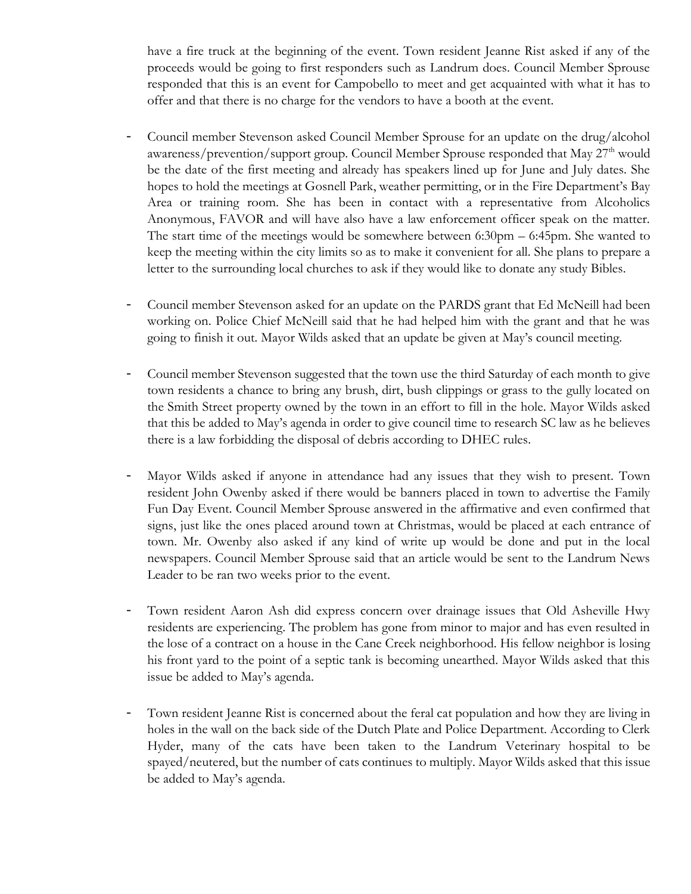have a fire truck at the beginning of the event. Town resident Jeanne Rist asked if any of the proceeds would be going to first responders such as Landrum does. Council Member Sprouse responded that this is an event for Campobello to meet and get acquainted with what it has to offer and that there is no charge for the vendors to have a booth at the event.

- Council member Stevenson asked Council Member Sprouse for an update on the drug/alcohol awareness/prevention/support group. Council Member Sprouse responded that May 27th would be the date of the first meeting and already has speakers lined up for June and July dates. She hopes to hold the meetings at Gosnell Park, weather permitting, or in the Fire Department's Bay Area or training room. She has been in contact with a representative from Alcoholics Anonymous, FAVOR and will have also have a law enforcement officer speak on the matter. The start time of the meetings would be somewhere between 6:30pm – 6:45pm. She wanted to keep the meeting within the city limits so as to make it convenient for all. She plans to prepare a letter to the surrounding local churches to ask if they would like to donate any study Bibles.

- Council member Stevenson asked for an update on the PARDS grant that Ed McNeill had been working on. Police Chief McNeill said that he had helped him with the grant and that he was going to finish it out. Mayor Wilds asked that an update be given at May's council meeting.

- Council member Stevenson suggested that the town use the third Saturday of each month to give town residents a chance to bring any brush, dirt, bush clippings or grass to the gully located on the Smith Street property owned by the town in an effort to fill in the hole. Mayor Wilds asked that this be added to May's agenda in order to give council time to research SC law as he believes there is a law forbidding the disposal of debris according to DHEC rules.

- Mayor Wilds asked if anyone in attendance had any issues that they wish to present. Town resident John Owenby asked if there would be banners placed in town to advertise the Family Fun Day Event. Council Member Sprouse answered in the affirmative and even confirmed that signs, just like the ones placed around town at Christmas, would be placed at each entrance of town. Mr. Owenby also asked if any kind of write up would be done and put in the local newspapers. Council Member Sprouse said that an article would be sent to the Landrum News Leader to be ran two weeks prior to the event.

- Town resident Aaron Ash did express concern over drainage issues that Old Asheville Hwy residents are experiencing. The problem has gone from minor to major and has even resulted in the lose of a contract on a house in the Cane Creek neighborhood. His fellow neighbor is losing his front yard to the point of a septic tank is becoming unearthed. Mayor Wilds asked that this issue be added to May's agenda.

- Town resident Jeanne Rist is concerned about the feral cat population and how they are living in holes in the wall on the back side of the Dutch Plate and Police Department. According to Clerk Hyder, many of the cats have been taken to the Landrum Veterinary hospital to be spayed/neutered, but the number of cats continues to multiply. Mayor Wilds asked that this issue be added to May's agenda.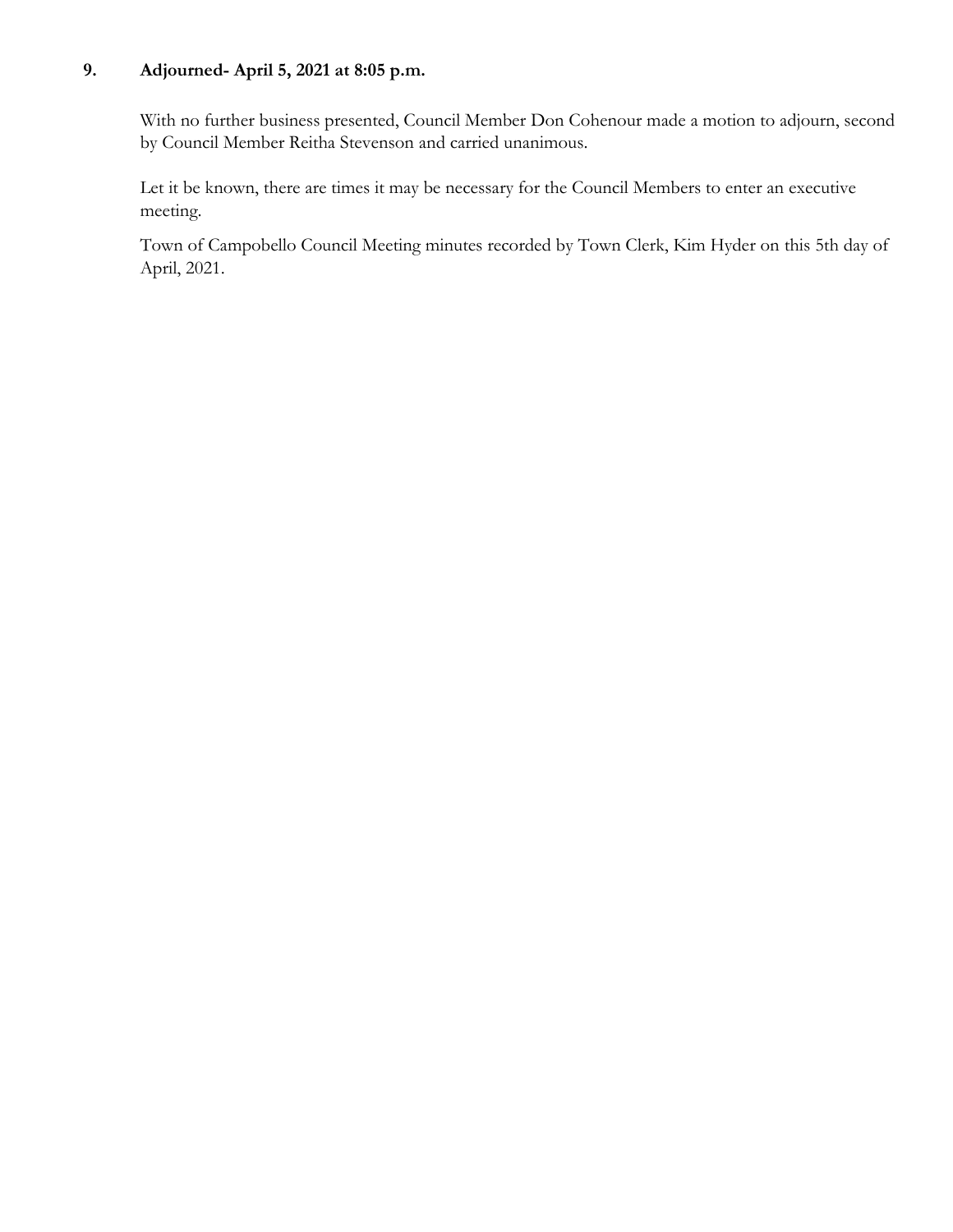**9. Adjourned- April 5, 2021 at 8:05 p.m.**

With no further business presented, Council Member Don Cohenour made a motion to adjourn, second by Council Member Reitha Stevenson and carried unanimous.

Let it be known, there are times it may be necessary for the Council Members to enter an executive meeting.

Town of Campobello Council Meeting minutes recorded by Town Clerk, Kim Hyder on this 5th day of April, 2021.